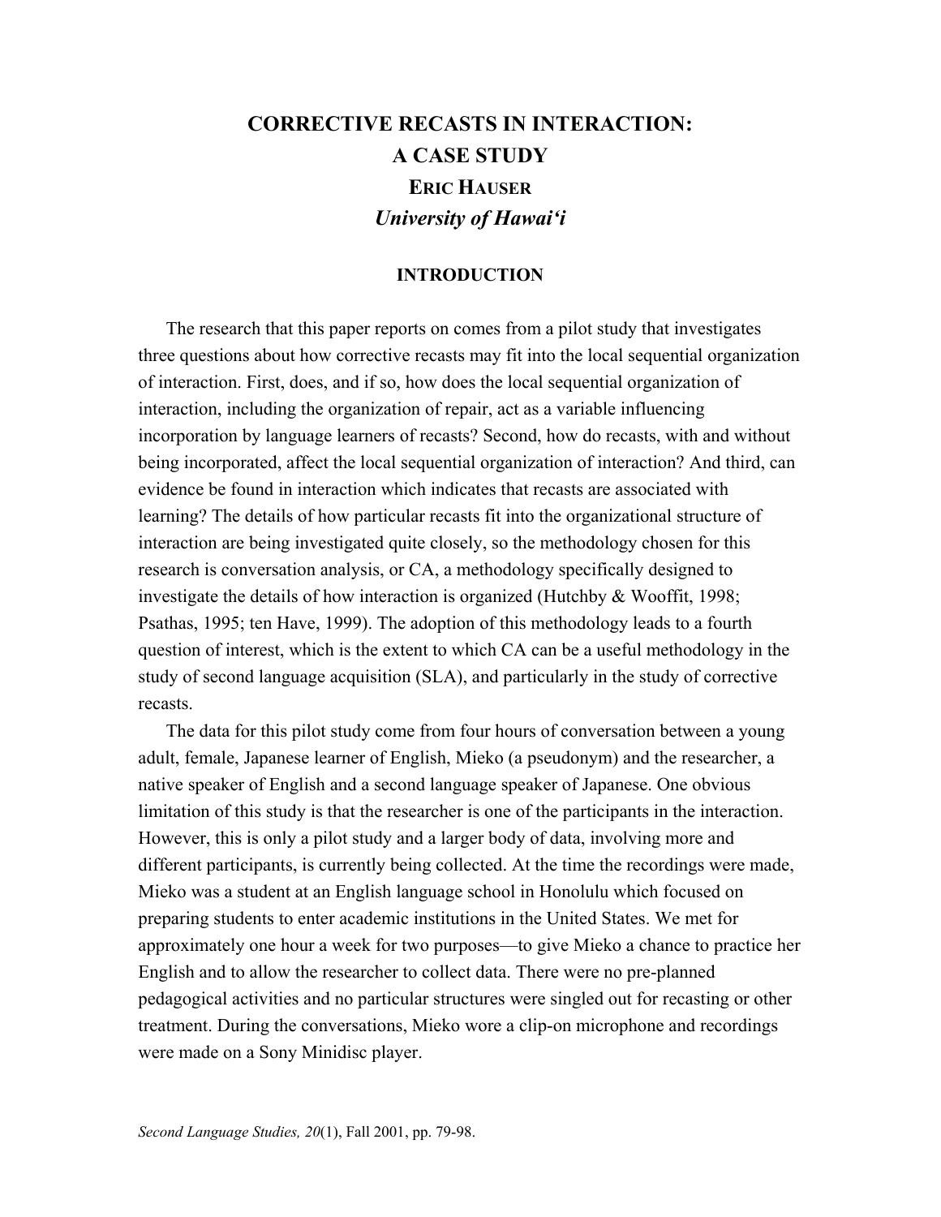# CORRECTIVE RECASTS IN INTERACTION: A CASE STUDY

**ERIC HAUSER**

***University of Hawai'i***

## INTRODUCTION

The research that this paper reports on comes from a pilot study that investigates three questions about how corrective recasts may fit into the local sequential organization of interaction. First, does, and if so, how does the local sequential organization of interaction, including the organization of repair, act as a variable influencing incorporation by language learners of recasts? Second, how do recasts, with and without being incorporated, affect the local sequential organization of interaction? And third, can evidence be found in interaction which indicates that recasts are associated with learning? The details of how particular recasts fit into the organizational structure of interaction are being investigated quite closely, so the methodology chosen for this research is conversation analysis, or CA, a methodology specifically designed to investigate the details of how interaction is organized (Hutchby & Wooffit, 1998; Psathas, 1995; ten Have, 1999). The adoption of this methodology leads to a fourth question of interest, which is the extent to which CA can be a useful methodology in the study of second language acquisition (SLA), and particularly in the study of corrective recasts.

The data for this pilot study come from four hours of conversation between a young adult, female, Japanese learner of English, Mieko (a pseudonym) and the researcher, a native speaker of English and a second language speaker of Japanese. One obvious limitation of this study is that the researcher is one of the participants in the interaction. However, this is only a pilot study and a larger body of data, involving more and different participants, is currently being collected. At the time the recordings were made, Mieko was a student at an English language school in Honolulu which focused on preparing students to enter academic institutions in the United States. We met for approximately one hour a week for two purposes—to give Mieko a chance to practice her English and to allow the researcher to collect data. There were no pre-planned pedagogical activities and no particular structures were singled out for recasting or other treatment. During the conversations, Mieko wore a clip-on microphone and recordings were made on a Sony Minidisc player.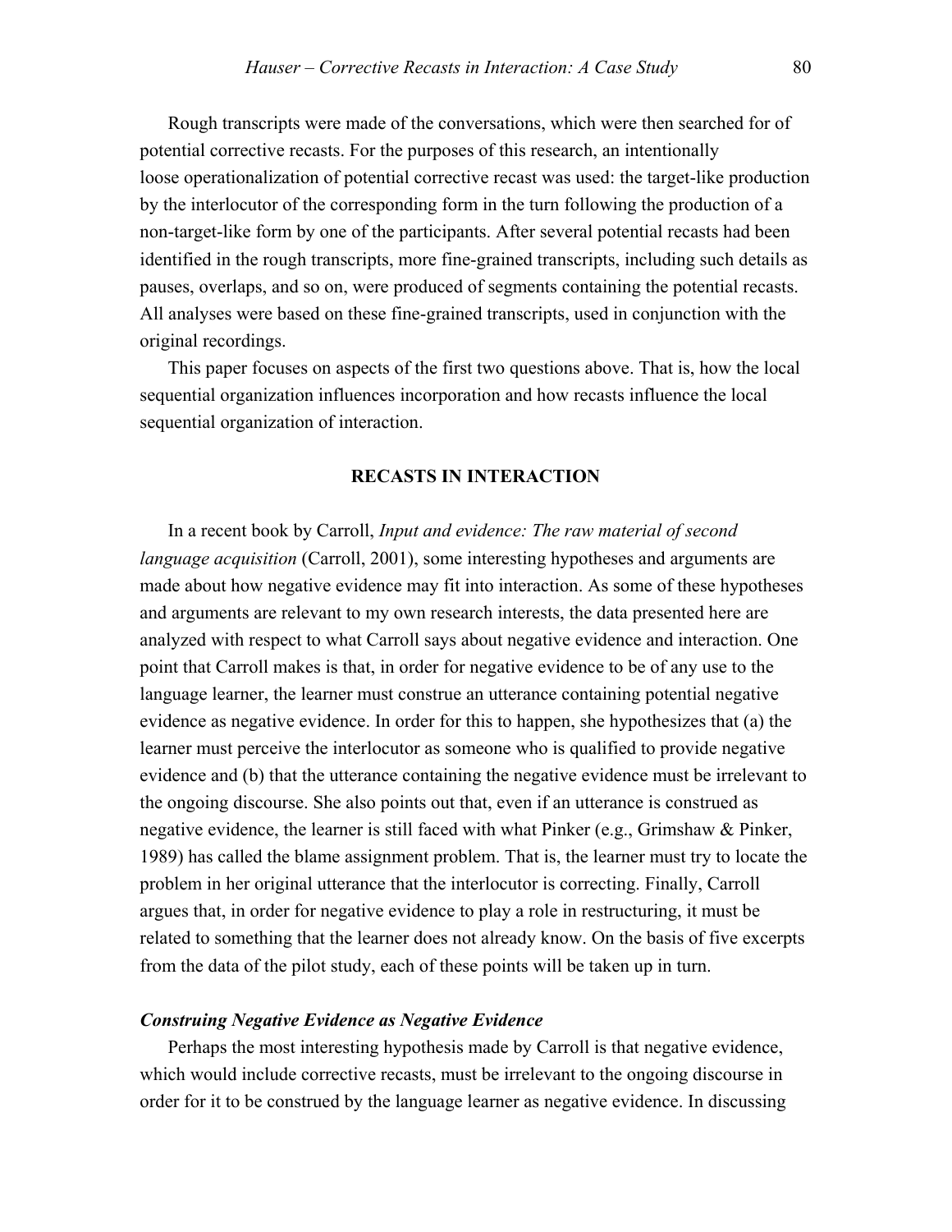Rough transcripts were made of the conversations, which were then searched for of potential corrective recasts. For the purposes of this research, an intentionally loose operationalization of potential corrective recast was used: the target-like production by the interlocutor of the corresponding form in the turn following the production of a non-target-like form by one of the participants. After several potential recasts had been identified in the rough transcripts, more fine-grained transcripts, including such details as pauses, overlaps, and so on, were produced of segments containing the potential recasts. All analyses were based on these fine-grained transcripts, used in conjunction with the original recordings.

This paper focuses on aspects of the first two questions above. That is, how the local sequential organization influences incorporation and how recasts influence the local sequential organization of interaction.

## RECASTS IN INTERACTION

In a recent book by Carroll, *Input and evidence: The raw material of second language acquisition* (Carroll, 2001), some interesting hypotheses and arguments are made about how negative evidence may fit into interaction. As some of these hypotheses and arguments are relevant to my own research interests, the data presented here are analyzed with respect to what Carroll says about negative evidence and interaction. One point that Carroll makes is that, in order for negative evidence to be of any use to the language learner, the learner must construe an utterance containing potential negative evidence as negative evidence. In order for this to happen, she hypothesizes that (a) the learner must perceive the interlocutor as someone who is qualified to provide negative evidence and (b) that the utterance containing the negative evidence must be irrelevant to the ongoing discourse. She also points out that, even if an utterance is construed as negative evidence, the learner is still faced with what Pinker (e.g., Grimshaw & Pinker, 1989) has called the blame assignment problem. That is, the learner must try to locate the problem in her original utterance that the interlocutor is correcting. Finally, Carroll argues that, in order for negative evidence to play a role in restructuring, it must be related to something that the learner does not already know. On the basis of five excerpts from the data of the pilot study, each of these points will be taken up in turn.

### *Construing Negative Evidence as Negative Evidence*

Perhaps the most interesting hypothesis made by Carroll is that negative evidence, which would include corrective recasts, must be irrelevant to the ongoing discourse in order for it to be construed by the language learner as negative evidence. In discussing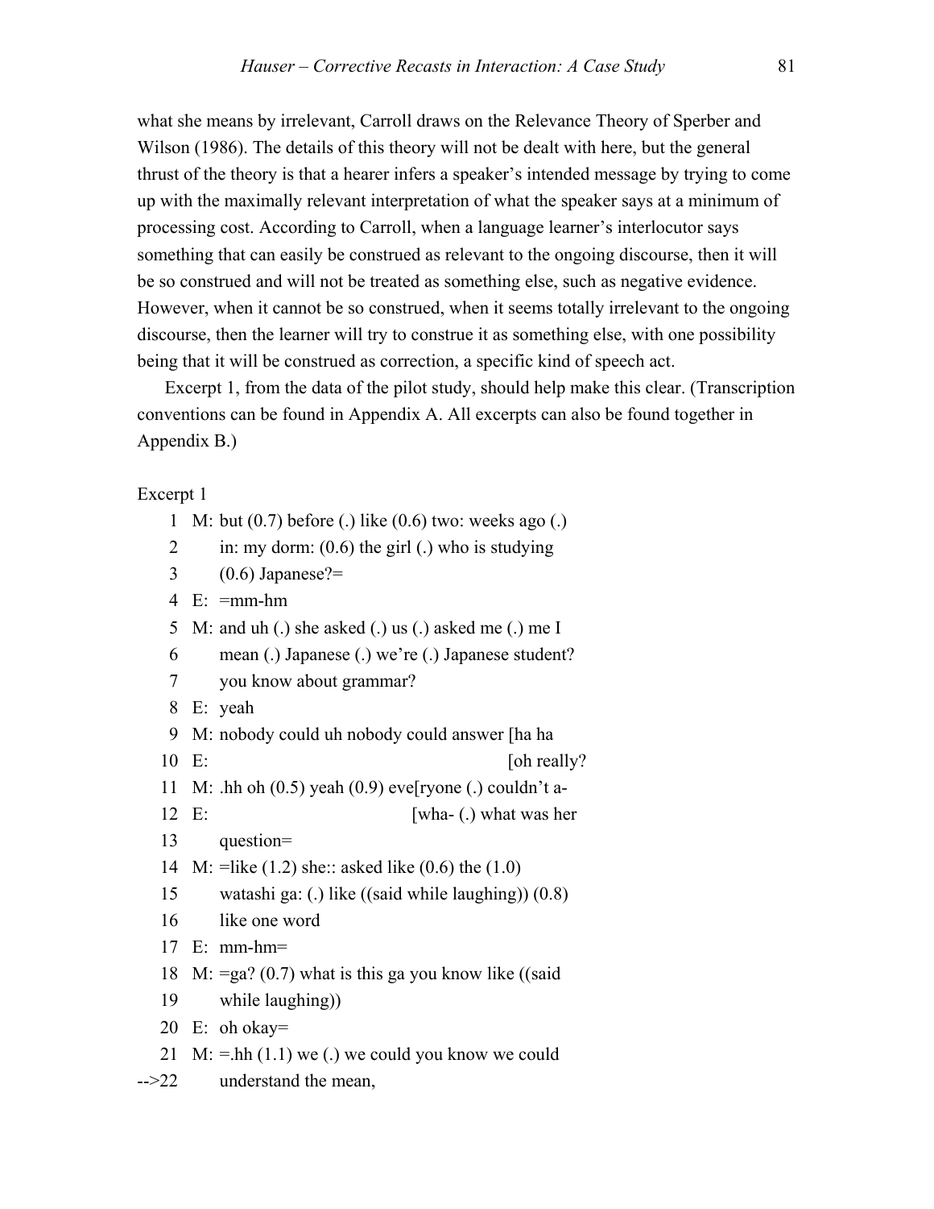what she means by irrelevant, Carroll draws on the Relevance Theory of Sperber and Wilson (1986). The details of this theory will not be dealt with here, but the general thrust of the theory is that a hearer infers a speaker's intended message by trying to come up with the maximally relevant interpretation of what the speaker says at a minimum of processing cost. According to Carroll, when a language learner's interlocutor says something that can easily be construed as relevant to the ongoing discourse, then it will be so construed and will not be treated as something else, such as negative evidence. However, when it cannot be so construed, when it seems totally irrelevant to the ongoing discourse, then the learner will try to construe it as something else, with one possibility being that it will be construed as correction, a specific kind of speech act.

Excerpt 1, from the data of the pilot study, should help make this clear. (Transcription conventions can be found in Appendix A. All excerpts can also be found together in Appendix B.)

Excerpt 1

```
     1  M: but (0.7) before (.) like (0.6) two: weeks ago (.)
     2      in: my dorm: (0.6) the girl (.) who is studying
     3      (0.6) Japanese?=
     4  E:  =mm-hm
     5  M: and uh (.) she asked (.) us (.) asked me (.) me I
     6      mean (.) Japanese (.) we're (.) Japanese student?
     7      you know about grammar?
     8  E:  yeah
     9  M: nobody could uh nobody could answer [ha ha
    10  E:                                     [oh really?
    11  M: .hh oh (0.5) yeah (0.9) eve[ryone (.) couldn't a-
    12  E:                            [wha- (.) what was her
    13      question=
    14  M: =like (1.2) she:: asked like (0.6) the (1.0)
    15      watashi ga: (.) like ((said while laughing)) (0.8)
    16      like one word
    17  E:  mm-hm=
    18  M: =ga? (0.7) what is this ga you know like ((said
    19      while laughing))
    20  E:  oh okay=
    21  M: =.hh (1.1) we (.) we could you know we could
-->22      understand the mean,
```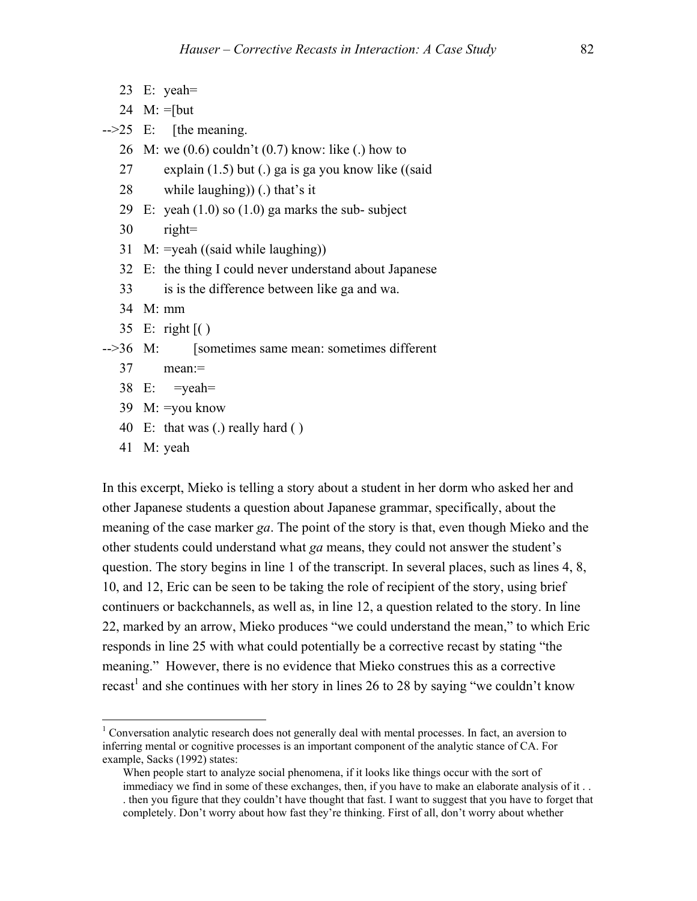```
    23  E:  yeah=
    24  M:  =[but
-->25  E:     [the meaning.
    26  M:  we (0.6) couldn't (0.7) know: like (.) how to
    27       explain (1.5) but (.) ga is ga you know like ((said
    28       while laughing)) (.) that's it
    29  E:  yeah (1.0) so (1.0) ga marks the sub- subject
    30       right=
    31  M:  =yeah ((said while laughing))
    32  E:  the thing I could never understand about Japanese
    33       is is the difference between like ga and wa.
    34  M:  mm
    35  E:  right [( )
-->36  M:         [sometimes same mean: sometimes different
    37       mean:=
    38  E:     =yeah=
    39  M:  =you know
    40  E:  that was (.) really hard ( )
    41  M:  yeah
```

In this excerpt, Mieko is telling a story about a student in her dorm who asked her and other Japanese students a question about Japanese grammar, specifically, about the meaning of the case marker *ga*. The point of the story is that, even though Mieko and the other students could understand what *ga* means, they could not answer the student's question. The story begins in line 1 of the transcript. In several places, such as lines 4, 8, 10, and 12, Eric can be seen to be taking the role of recipient of the story, using brief continuers or backchannels, as well as, in line 12, a question related to the story. In line 22, marked by an arrow, Mieko produces "we could understand the mean," to which Eric responds in line 25 with what could potentially be a corrective recast by stating "the meaning." However, there is no evidence that Mieko construes this as a corrective recast[1] and she continues with her story in lines 26 to 28 by saying "we couldn't know

---

[1] Conversation analytic research does not generally deal with mental processes. In fact, an aversion to inferring mental or cognitive processes is an important component of the analytic stance of CA. For example, Sacks (1992) states:

> When people start to analyze social phenomena, if it looks like things occur with the sort of immediacy we find in some of these exchanges, then, if you have to make an elaborate analysis of it . . . then you figure that they couldn't have thought that fast. I want to suggest that you have to forget that completely. Don't worry about how fast they're thinking. First of all, don't worry about whether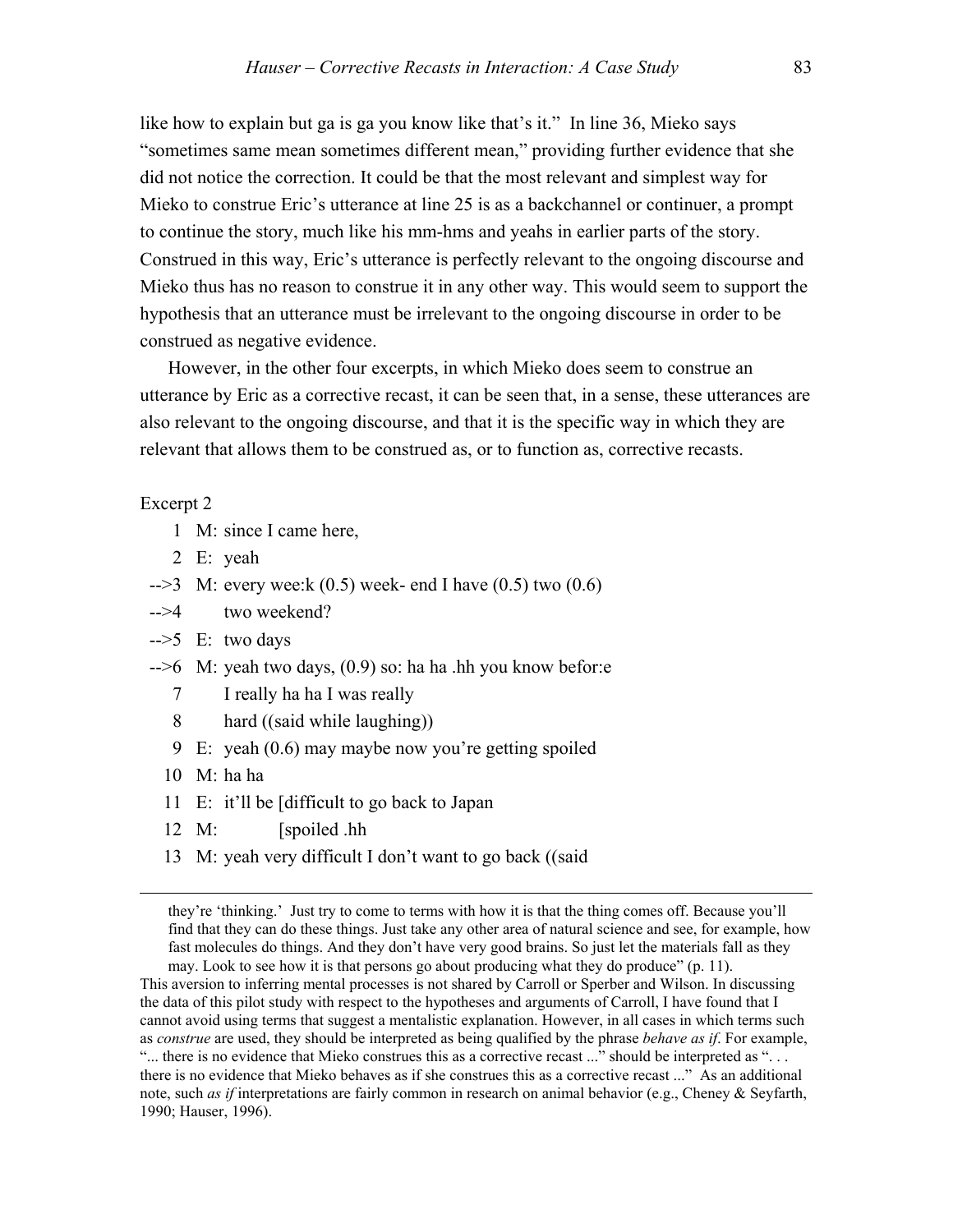like how to explain but ga is ga you know like that's it." In line 36, Mieko says "sometimes same mean sometimes different mean," providing further evidence that she did not notice the correction. It could be that the most relevant and simplest way for Mieko to construe Eric's utterance at line 25 is as a backchannel or continuer, a prompt to continue the story, much like his mm-hms and yeahs in earlier parts of the story. Construed in this way, Eric's utterance is perfectly relevant to the ongoing discourse and Mieko thus has no reason to construe it in any other way. This would seem to support the hypothesis that an utterance must be irrelevant to the ongoing discourse in order to be construed as negative evidence.

However, in the other four excerpts, in which Mieko does seem to construe an utterance by Eric as a corrective recast, it can be seen that, in a sense, these utterances are also relevant to the ongoing discourse, and that it is the specific way in which they are relevant that allows them to be construed as, or to function as, corrective recasts.

Excerpt 2

```
     1  M: since I came here,
     2  E: yeah
-->3  M: every wee:k (0.5) week- end I have (0.5) two (0.6)
-->4      two weekend?
-->5  E: two days
-->6  M: yeah two days, (0.9) so: ha ha .hh you know befor:e
     7      I really ha ha I was really
     8      hard ((said while laughing))
     9  E: yeah (0.6) may maybe now you're getting spoiled
    10  M: ha ha
    11  E: it'll be [difficult to go back to Japan
    12  M:          [spoiled .hh
    13  M: yeah very difficult I don't want to go back ((said
```

they're 'thinking.' Just try to come to terms with how it is that the thing comes off. Because you'll find that they can do these things. Just take any other area of natural science and see, for example, how fast molecules do things. And they don't have very good brains. So just let the materials fall as they may. Look to see how it is that persons go about producing what they do produce" (p. 11).

This aversion to inferring mental processes is not shared by Carroll or Sperber and Wilson. In discussing the data of this pilot study with respect to the hypotheses and arguments of Carroll, I have found that I cannot avoid using terms that suggest a mentalistic explanation. However, in all cases in which terms such as *construe* are used, they should be interpreted as being qualified by the phrase *behave as if*. For example, "... there is no evidence that Mieko construes this as a corrective recast ..." should be interpreted as ". . . there is no evidence that Mieko behaves as if she construes this as a corrective recast ..." As an additional note, such *as if* interpretations are fairly common in research on animal behavior (e.g., Cheney & Seyfarth, 1990; Hauser, 1996).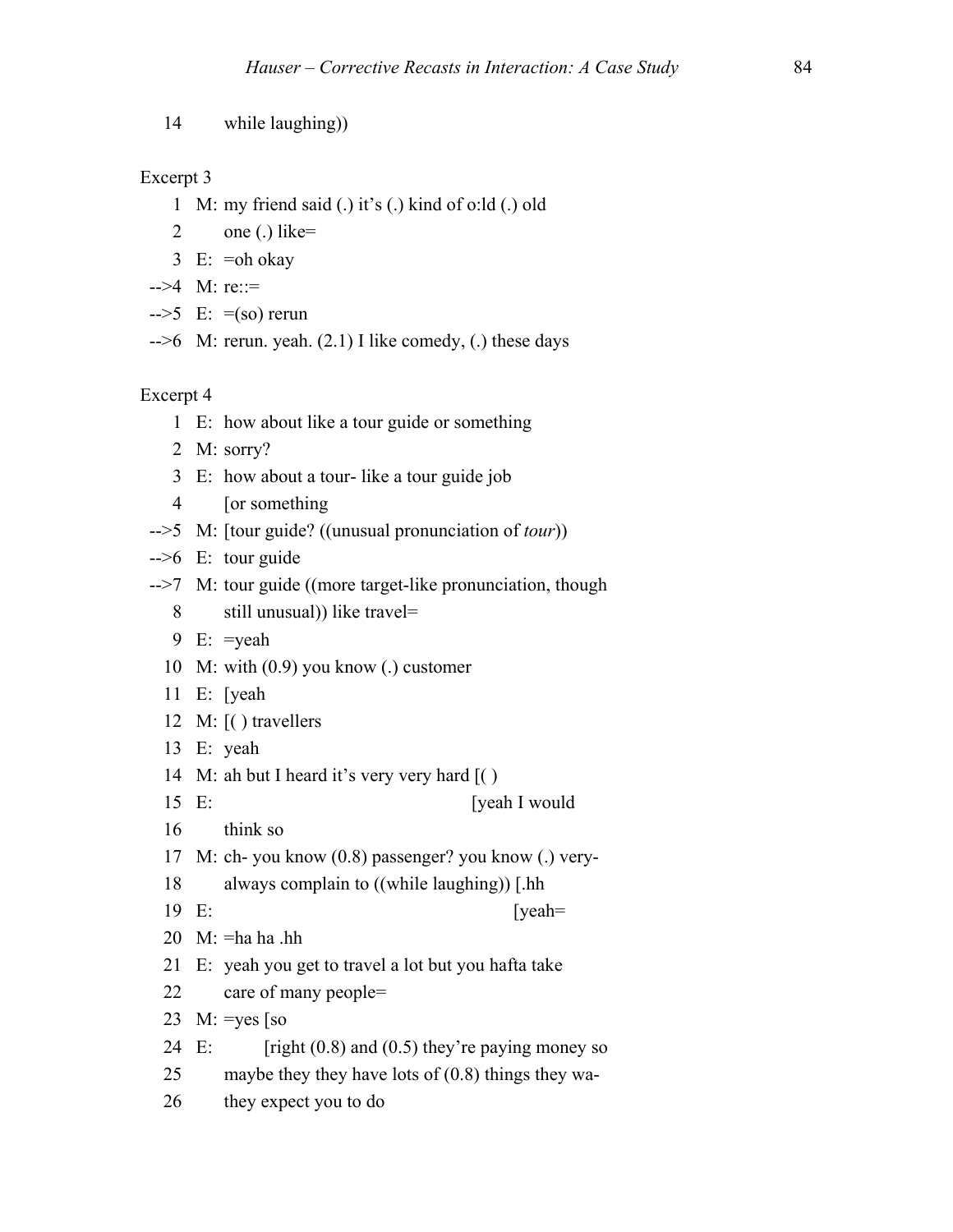```
14        while laughing))
```

Excerpt 3

```
     1  M: my friend said (.) it's (.) kind of o:ld (.) old
     2      one (.) like=
     3  E:  =oh okay
  -->4  M: re::=
  -->5  E:  =(so) rerun
  -->6  M: rerun. yeah. (2.1) I like comedy, (.) these days
```

Excerpt 4

```
     1  E:  how about like a tour guide or something
     2  M: sorry?
     3  E:  how about a tour- like a tour guide job
     4      [or something
  -->5  M: [tour guide? ((unusual pronunciation of tour))
  -->6  E:  tour guide
  -->7  M: tour guide ((more target-like pronunciation, though
     8      still unusual)) like travel=
     9  E:  =yeah
    10  M: with (0.9) you know (.) customer
    11  E:  [yeah
    12  M: [( ) travellers
    13  E:  yeah
    14  M: ah but I heard it's very very hard [( )
    15  E:                                     [yeah I would
    16      think so
    17  M: ch- you know (0.8) passenger? you know (.) very-
    18      always complain to ((while laughing)) [.hh
    19  E:                                         [yeah=
    20  M: =ha ha .hh
    21  E:  yeah you get to travel a lot but you hafta take
    22      care of many people=
    23  M: =yes [so
    24  E:       [right (0.8) and (0.5) they're paying money so
    25      maybe they they have lots of (0.8) things they wa-
    26      they expect you to do
```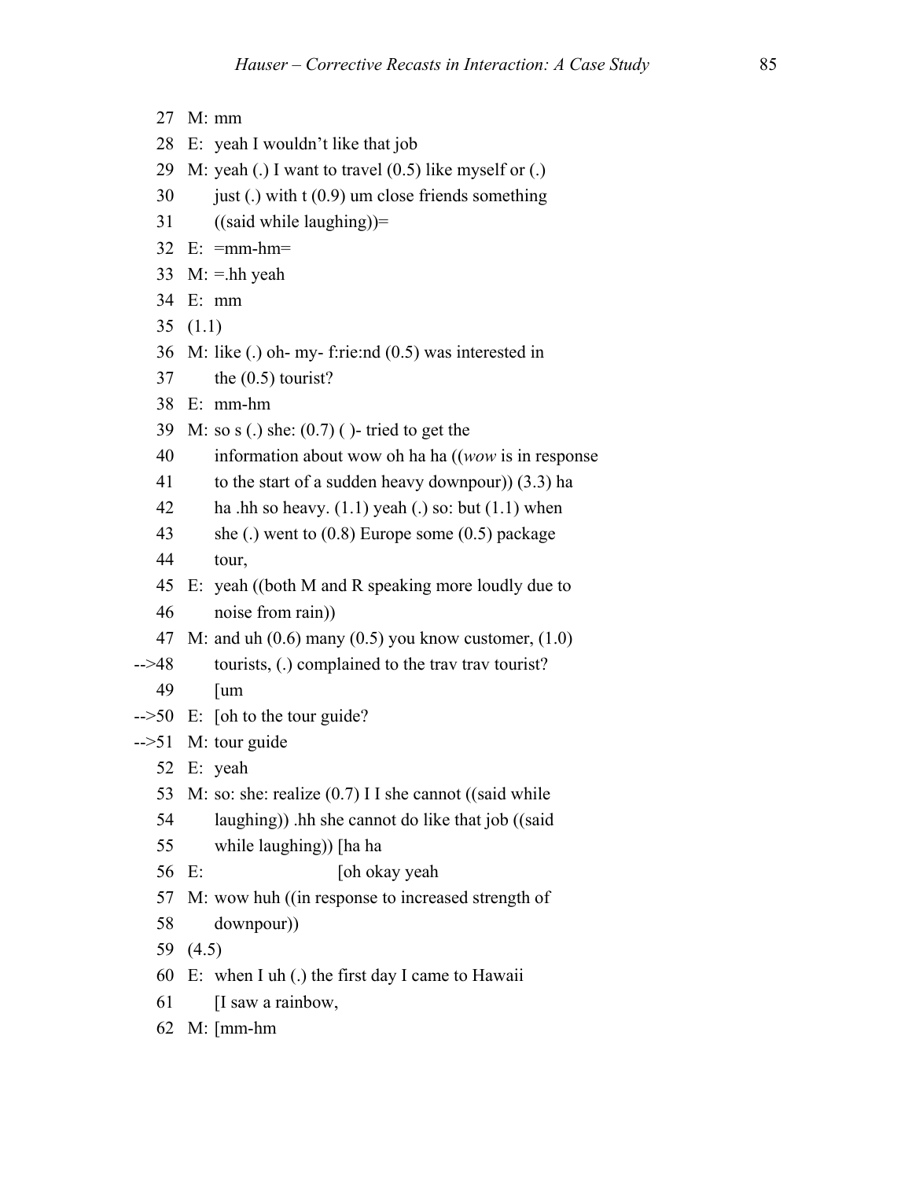```
   27  M: mm
   28  E:  yeah I wouldn't like that job
   29  M: yeah (.) I want to travel (0.5) like myself or (.)
   30       just (.) with t (0.9) um close friends something
   31       ((said while laughing))=
   32  E:  =mm-hm=
   33  M: =.hh yeah
   34  E:  mm
   35  (1.1)
   36  M: like (.) oh- my- f:rie:nd (0.5) was interested in
   37       the (0.5) tourist?
   38  E:  mm-hm
   39  M: so s (.) she: (0.7) ( )- tried to get the
   40       information about wow oh ha ha ((wow is in response
   41       to the start of a sudden heavy downpour)) (3.3) ha
   42       ha .hh so heavy. (1.1) yeah (.) so: but (1.1) when
   43       she (.) went to (0.8) Europe some (0.5) package
   44       tour,
   45  E:  yeah ((both M and R speaking more loudly due to
   46       noise from rain))
   47  M: and uh (0.6) many (0.5) you know customer, (1.0)
-->48       tourists, (.) complained to the trav trav tourist?
   49       [um
-->50  E:  [oh to the tour guide?
-->51  M: tour guide
   52  E:  yeah
   53  M: so: she: realize (0.7) I I she cannot ((said while
   54       laughing)) .hh she cannot do like that job ((said
   55       while laughing)) [ha ha
   56  E:                        [oh okay yeah
   57  M: wow huh ((in response to increased strength of
   58       downpour))
   59  (4.5)
   60  E:  when I uh (.) the first day I came to Hawaii
   61       [I saw a rainbow,
   62  M: [mm-hm
```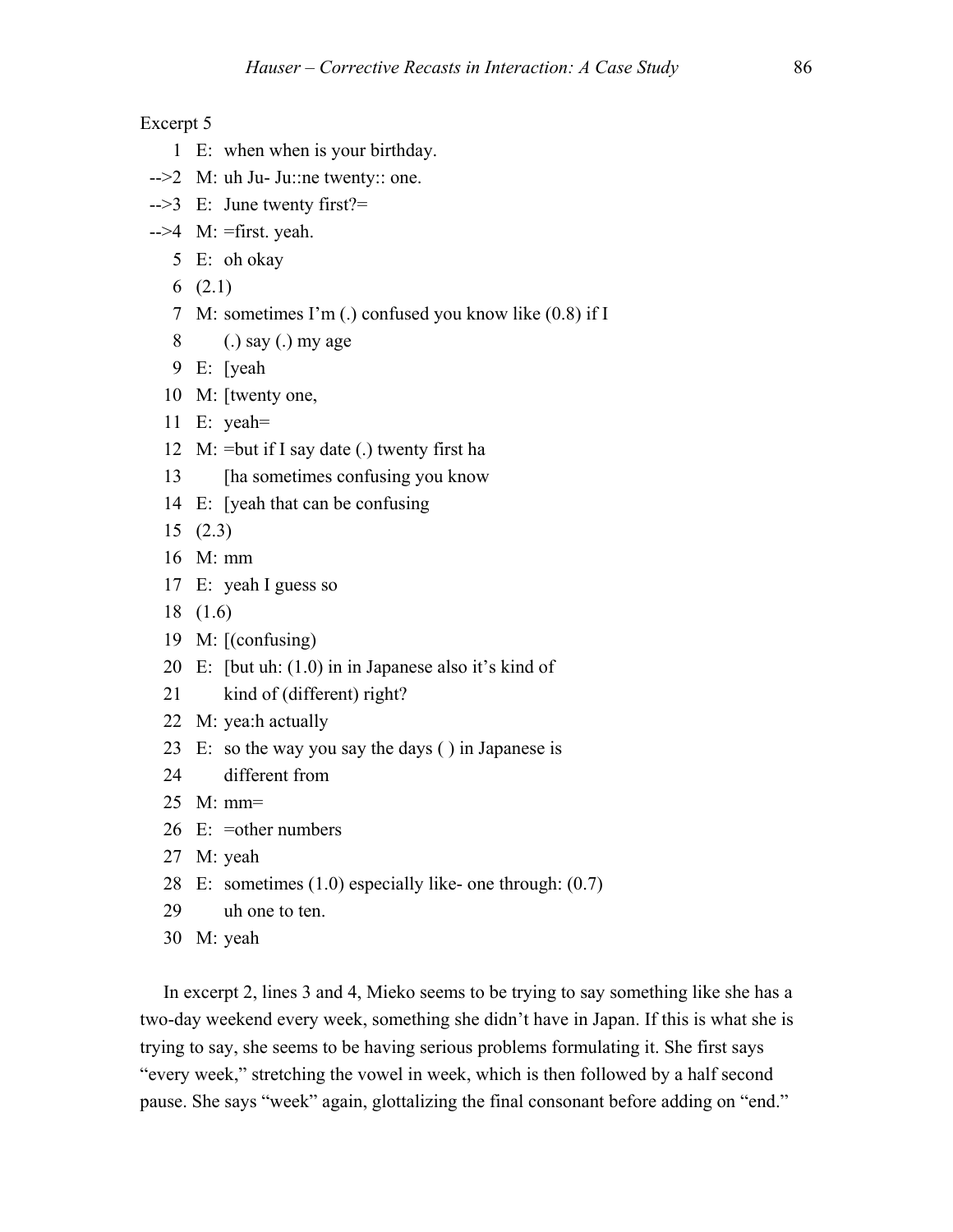Excerpt 5

```
    1  E:  when when is your birthday.
 -->2  M:  uh Ju- Ju::ne twenty:: one.
 -->3  E:  June twenty first?=
 -->4  M:  =first. yeah.
    5  E:  oh okay
    6  (2.1)
    7  M:  sometimes I'm (.) confused you know like (0.8) if I
    8      (.) say (.) my age
    9  E:  [yeah
   10  M:  [twenty one,
   11  E:  yeah=
   12  M:  =but if I say date (.) twenty first ha
   13      [ha sometimes confusing you know
   14  E:  [yeah that can be confusing
   15  (2.3)
   16  M:  mm
   17  E:  yeah I guess so
   18  (1.6)
   19  M:  [(confusing)
   20  E:  [but uh: (1.0) in in Japanese also it's kind of
   21      kind of (different) right?
   22  M:  yea:h actually
   23  E:  so the way you say the days ( ) in Japanese is
   24      different from
   25  M:  mm=
   26  E:  =other numbers
   27  M:  yeah
   28  E:  sometimes (1.0) especially like- one through: (0.7)
   29      uh one to ten.
   30  M:  yeah
```

In excerpt 2, lines 3 and 4, Mieko seems to be trying to say something like she has a two-day weekend every week, something she didn't have in Japan. If this is what she is trying to say, she seems to be having serious problems formulating it. She first says "every week," stretching the vowel in week, which is then followed by a half second pause. She says "week" again, glottalizing the final consonant before adding on "end."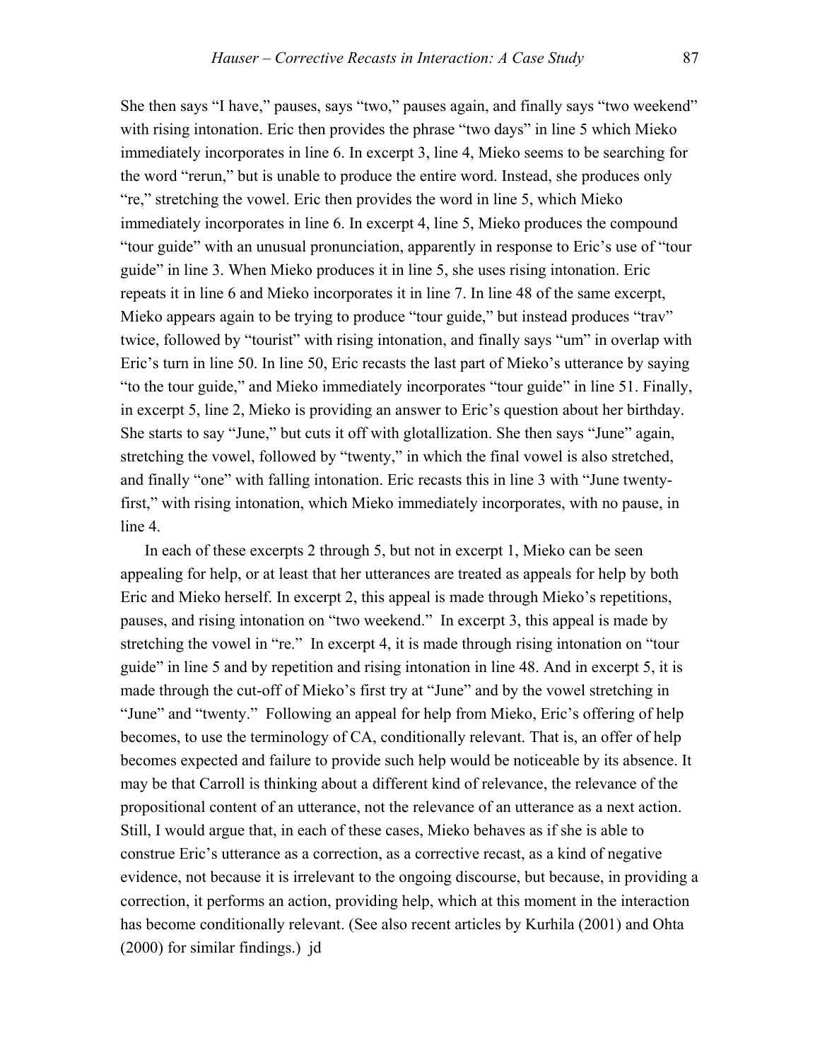She then says "I have," pauses, says "two," pauses again, and finally says "two weekend" with rising intonation. Eric then provides the phrase "two days" in line 5 which Mieko immediately incorporates in line 6. In excerpt 3, line 4, Mieko seems to be searching for the word "rerun," but is unable to produce the entire word. Instead, she produces only "re," stretching the vowel. Eric then provides the word in line 5, which Mieko immediately incorporates in line 6. In excerpt 4, line 5, Mieko produces the compound "tour guide" with an unusual pronunciation, apparently in response to Eric's use of "tour guide" in line 3. When Mieko produces it in line 5, she uses rising intonation. Eric repeats it in line 6 and Mieko incorporates it in line 7. In line 48 of the same excerpt, Mieko appears again to be trying to produce "tour guide," but instead produces "trav" twice, followed by "tourist" with rising intonation, and finally says "um" in overlap with Eric's turn in line 50. In line 50, Eric recasts the last part of Mieko's utterance by saying "to the tour guide," and Mieko immediately incorporates "tour guide" in line 51. Finally, in excerpt 5, line 2, Mieko is providing an answer to Eric's question about her birthday. She starts to say "June," but cuts it off with glotallization. She then says "June" again, stretching the vowel, followed by "twenty," in which the final vowel is also stretched, and finally "one" with falling intonation. Eric recasts this in line 3 with "June twenty-first," with rising intonation, which Mieko immediately incorporates, with no pause, in line 4.

In each of these excerpts 2 through 5, but not in excerpt 1, Mieko can be seen appealing for help, or at least that her utterances are treated as appeals for help by both Eric and Mieko herself. In excerpt 2, this appeal is made through Mieko's repetitions, pauses, and rising intonation on "two weekend." In excerpt 3, this appeal is made by stretching the vowel in "re." In excerpt 4, it is made through rising intonation on "tour guide" in line 5 and by repetition and rising intonation in line 48. And in excerpt 5, it is made through the cut-off of Mieko's first try at "June" and by the vowel stretching in "June" and "twenty." Following an appeal for help from Mieko, Eric's offering of help becomes, to use the terminology of CA, conditionally relevant. That is, an offer of help becomes expected and failure to provide such help would be noticeable by its absence. It may be that Carroll is thinking about a different kind of relevance, the relevance of the propositional content of an utterance, not the relevance of an utterance as a next action. Still, I would argue that, in each of these cases, Mieko behaves as if she is able to construe Eric's utterance as a correction, as a corrective recast, as a kind of negative evidence, not because it is irrelevant to the ongoing discourse, but because, in providing a correction, it performs an action, providing help, which at this moment in the interaction has become conditionally relevant. (See also recent articles by Kurhila (2001) and Ohta (2000) for similar findings.) jd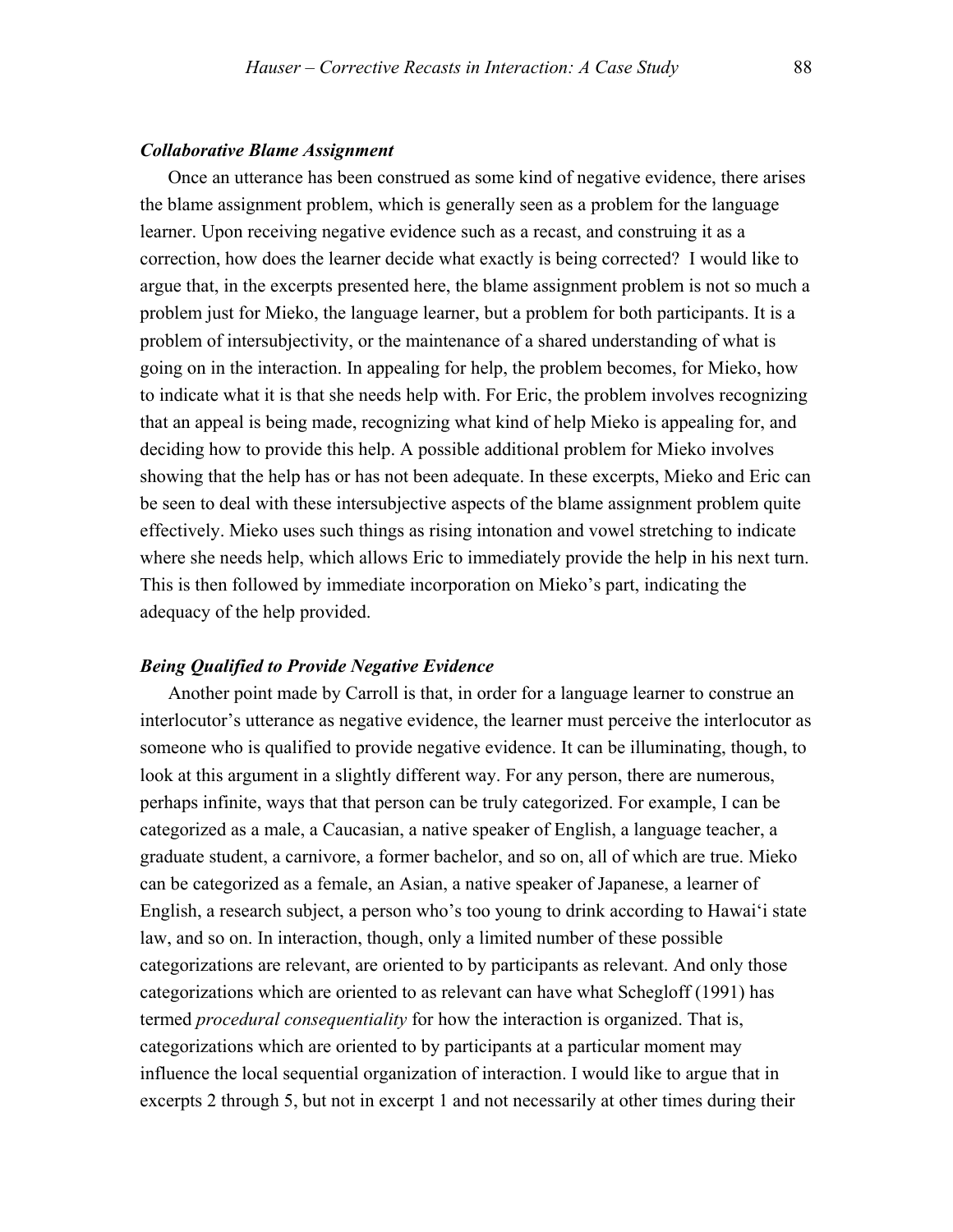### *Collaborative Blame Assignment*

Once an utterance has been construed as some kind of negative evidence, there arises the blame assignment problem, which is generally seen as a problem for the language learner. Upon receiving negative evidence such as a recast, and construing it as a correction, how does the learner decide what exactly is being corrected? I would like to argue that, in the excerpts presented here, the blame assignment problem is not so much a problem just for Mieko, the language learner, but a problem for both participants. It is a problem of intersubjectivity, or the maintenance of a shared understanding of what is going on in the interaction. In appealing for help, the problem becomes, for Mieko, how to indicate what it is that she needs help with. For Eric, the problem involves recognizing that an appeal is being made, recognizing what kind of help Mieko is appealing for, and deciding how to provide this help. A possible additional problem for Mieko involves showing that the help has or has not been adequate. In these excerpts, Mieko and Eric can be seen to deal with these intersubjective aspects of the blame assignment problem quite effectively. Mieko uses such things as rising intonation and vowel stretching to indicate where she needs help, which allows Eric to immediately provide the help in his next turn. This is then followed by immediate incorporation on Mieko's part, indicating the adequacy of the help provided.

### *Being Qualified to Provide Negative Evidence*

Another point made by Carroll is that, in order for a language learner to construe an interlocutor's utterance as negative evidence, the learner must perceive the interlocutor as someone who is qualified to provide negative evidence. It can be illuminating, though, to look at this argument in a slightly different way. For any person, there are numerous, perhaps infinite, ways that that person can be truly categorized. For example, I can be categorized as a male, a Caucasian, a native speaker of English, a language teacher, a graduate student, a carnivore, a former bachelor, and so on, all of which are true. Mieko can be categorized as a female, an Asian, a native speaker of Japanese, a learner of English, a research subject, a person who's too young to drink according to Hawai'i state law, and so on. In interaction, though, only a limited number of these possible categorizations are relevant, are oriented to by participants as relevant. And only those categorizations which are oriented to as relevant can have what Schegloff (1991) has termed *procedural consequentiality* for how the interaction is organized. That is, categorizations which are oriented to by participants at a particular moment may influence the local sequential organization of interaction. I would like to argue that in excerpts 2 through 5, but not in excerpt 1 and not necessarily at other times during their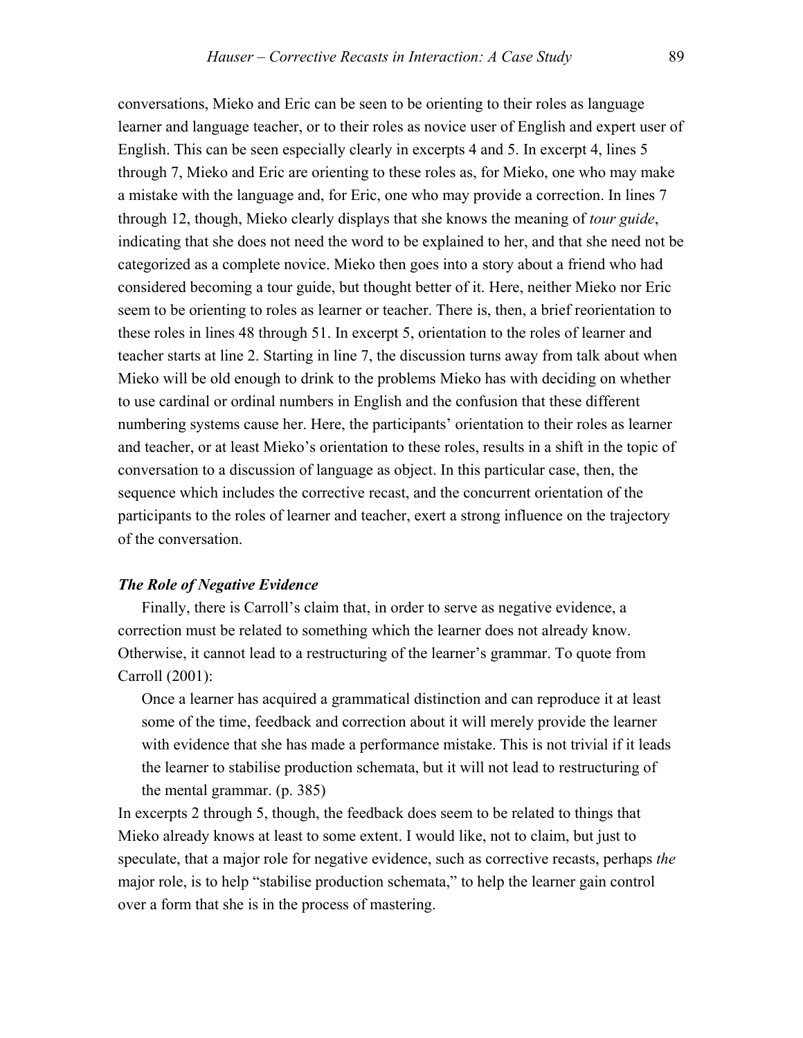conversations, Mieko and Eric can be seen to be orienting to their roles as language learner and language teacher, or to their roles as novice user of English and expert user of English. This can be seen especially clearly in excerpts 4 and 5. In excerpt 4, lines 5 through 7, Mieko and Eric are orienting to these roles as, for Mieko, one who may make a mistake with the language and, for Eric, one who may provide a correction. In lines 7 through 12, though, Mieko clearly displays that she knows the meaning of *tour guide*, indicating that she does not need the word to be explained to her, and that she need not be categorized as a complete novice. Mieko then goes into a story about a friend who had considered becoming a tour guide, but thought better of it. Here, neither Mieko nor Eric seem to be orienting to roles as learner or teacher. There is, then, a brief reorientation to these roles in lines 48 through 51. In excerpt 5, orientation to the roles of learner and teacher starts at line 2. Starting in line 7, the discussion turns away from talk about when Mieko will be old enough to drink to the problems Mieko has with deciding on whether to use cardinal or ordinal numbers in English and the confusion that these different numbering systems cause her. Here, the participants' orientation to their roles as learner and teacher, or at least Mieko's orientation to these roles, results in a shift in the topic of conversation to a discussion of language as object. In this particular case, then, the sequence which includes the corrective recast, and the concurrent orientation of the participants to the roles of learner and teacher, exert a strong influence on the trajectory of the conversation.

### *The Role of Negative Evidence*

Finally, there is Carroll's claim that, in order to serve as negative evidence, a correction must be related to something which the learner does not already know. Otherwise, it cannot lead to a restructuring of the learner's grammar. To quote from Carroll (2001):

> Once a learner has acquired a grammatical distinction and can reproduce it at least some of the time, feedback and correction about it will merely provide the learner with evidence that she has made a performance mistake. This is not trivial if it leads the learner to stabilise production schemata, but it will not lead to restructuring of the mental grammar. (p. 385)

In excerpts 2 through 5, though, the feedback does seem to be related to things that Mieko already knows at least to some extent. I would like, not to claim, but just to speculate, that a major role for negative evidence, such as corrective recasts, perhaps *the* major role, is to help "stabilise production schemata," to help the learner gain control over a form that she is in the process of mastering.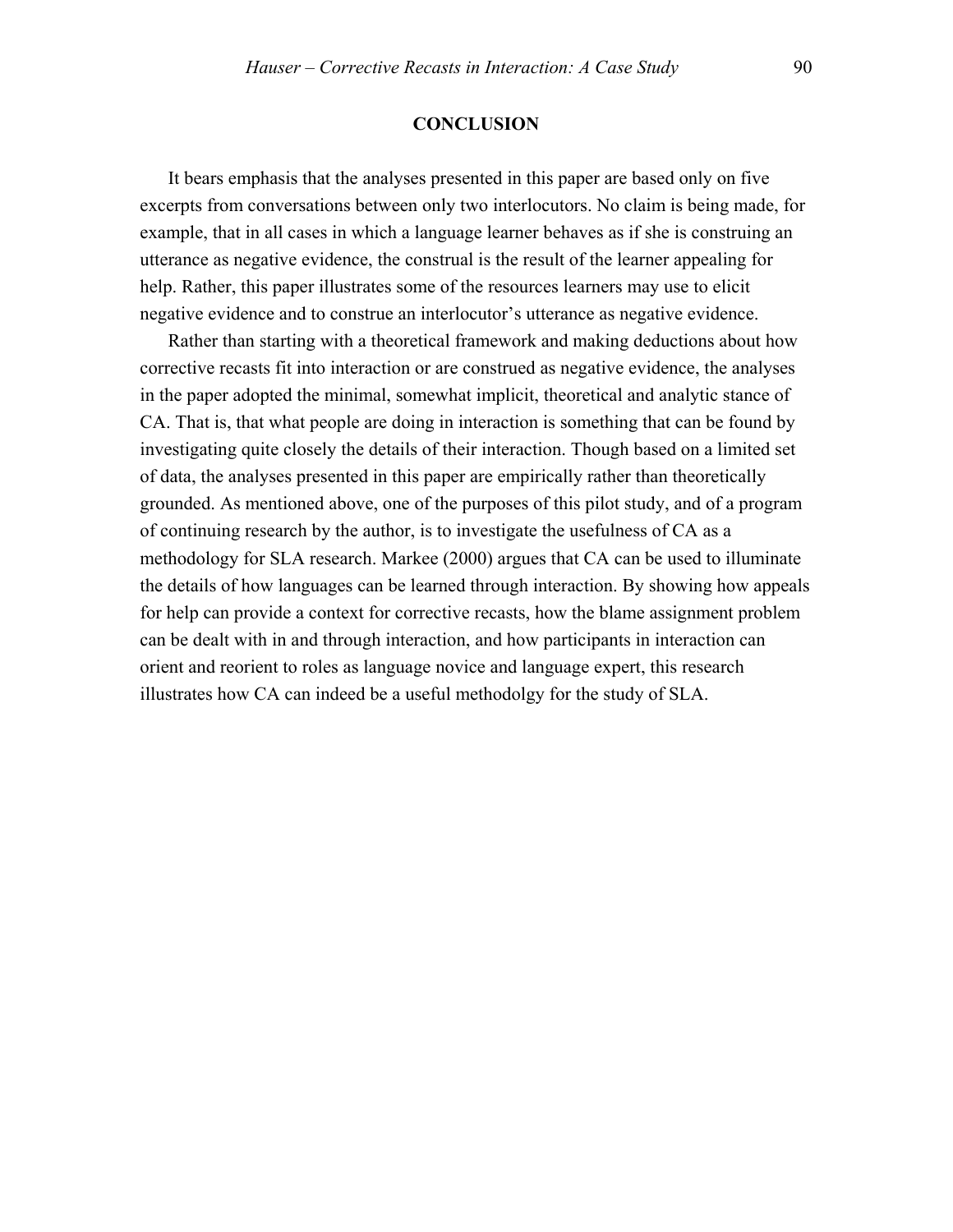## CONCLUSION

It bears emphasis that the analyses presented in this paper are based only on five excerpts from conversations between only two interlocutors. No claim is being made, for example, that in all cases in which a language learner behaves as if she is construing an utterance as negative evidence, the construal is the result of the learner appealing for help. Rather, this paper illustrates some of the resources learners may use to elicit negative evidence and to construe an interlocutor's utterance as negative evidence.

Rather than starting with a theoretical framework and making deductions about how corrective recasts fit into interaction or are construed as negative evidence, the analyses in the paper adopted the minimal, somewhat implicit, theoretical and analytic stance of CA. That is, that what people are doing in interaction is something that can be found by investigating quite closely the details of their interaction. Though based on a limited set of data, the analyses presented in this paper are empirically rather than theoretically grounded. As mentioned above, one of the purposes of this pilot study, and of a program of continuing research by the author, is to investigate the usefulness of CA as a methodology for SLA research. Markee (2000) argues that CA can be used to illuminate the details of how languages can be learned through interaction. By showing how appeals for help can provide a context for corrective recasts, how the blame assignment problem can be dealt with in and through interaction, and how participants in interaction can orient and reorient to roles as language novice and language expert, this research illustrates how CA can indeed be a useful methodolgy for the study of SLA.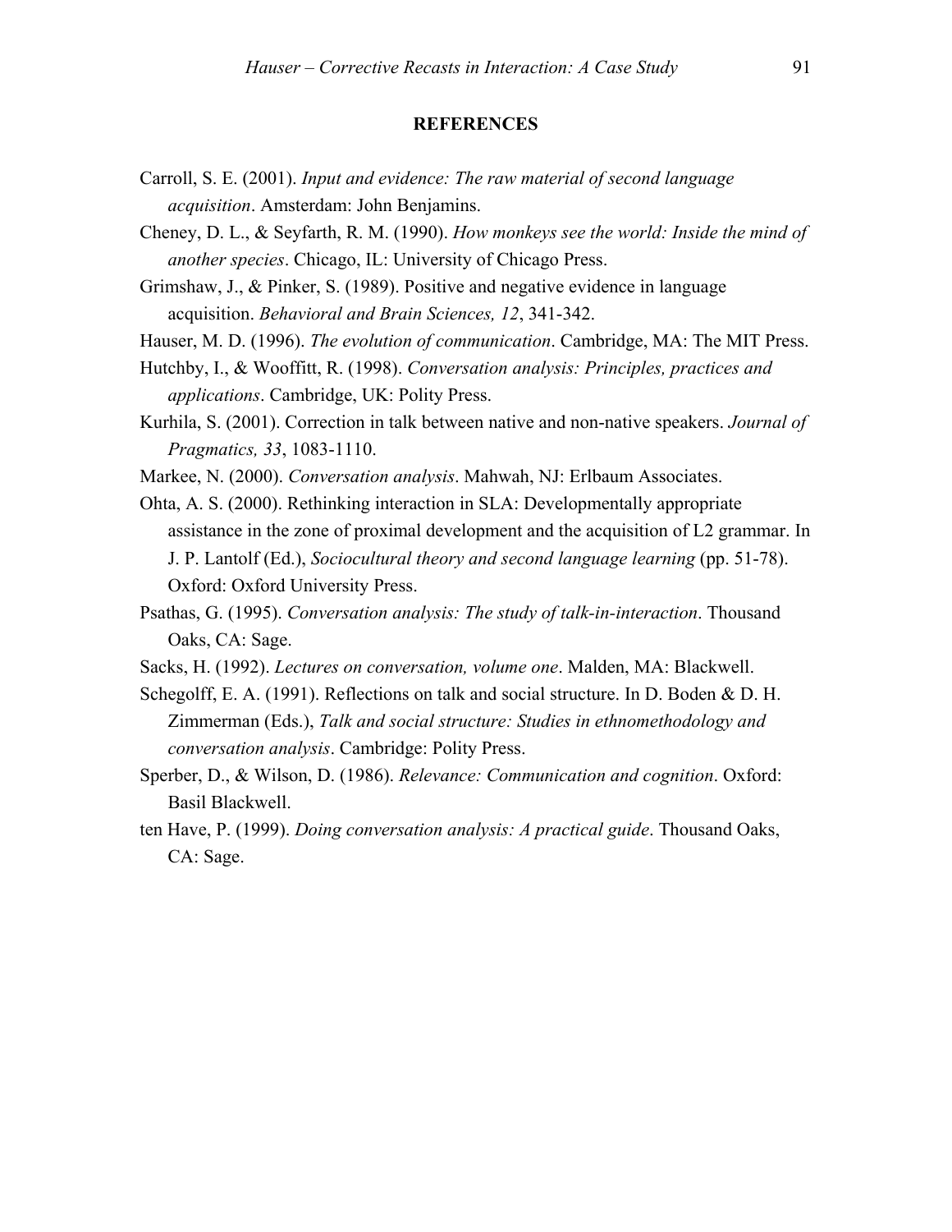## REFERENCES

Carroll, S. E. (2001). *Input and evidence: The raw material of second language acquisition*. Amsterdam: John Benjamins.

Cheney, D. L., & Seyfarth, R. M. (1990). *How monkeys see the world: Inside the mind of another species*. Chicago, IL: University of Chicago Press.

Grimshaw, J., & Pinker, S. (1989). Positive and negative evidence in language acquisition. *Behavioral and Brain Sciences, 12*, 341-342.

Hauser, M. D. (1996). *The evolution of communication*. Cambridge, MA: The MIT Press.

Hutchby, I., & Wooffitt, R. (1998). *Conversation analysis: Principles, practices and applications*. Cambridge, UK: Polity Press.

Kurhila, S. (2001). Correction in talk between native and non-native speakers. *Journal of Pragmatics, 33*, 1083-1110.

Markee, N. (2000). *Conversation analysis*. Mahwah, NJ: Erlbaum Associates.

Ohta, A. S. (2000). Rethinking interaction in SLA: Developmentally appropriate assistance in the zone of proximal development and the acquisition of L2 grammar. In J. P. Lantolf (Ed.), *Sociocultural theory and second language learning* (pp. 51-78). Oxford: Oxford University Press.

Psathas, G. (1995). *Conversation analysis: The study of talk-in-interaction*. Thousand Oaks, CA: Sage.

Sacks, H. (1992). *Lectures on conversation, volume one*. Malden, MA: Blackwell.

Schegolff, E. A. (1991). Reflections on talk and social structure. In D. Boden & D. H. Zimmerman (Eds.), *Talk and social structure: Studies in ethnomethodology and conversation analysis*. Cambridge: Polity Press.

Sperber, D., & Wilson, D. (1986). *Relevance: Communication and cognition*. Oxford: Basil Blackwell.

ten Have, P. (1999). *Doing conversation analysis: A practical guide*. Thousand Oaks, CA: Sage.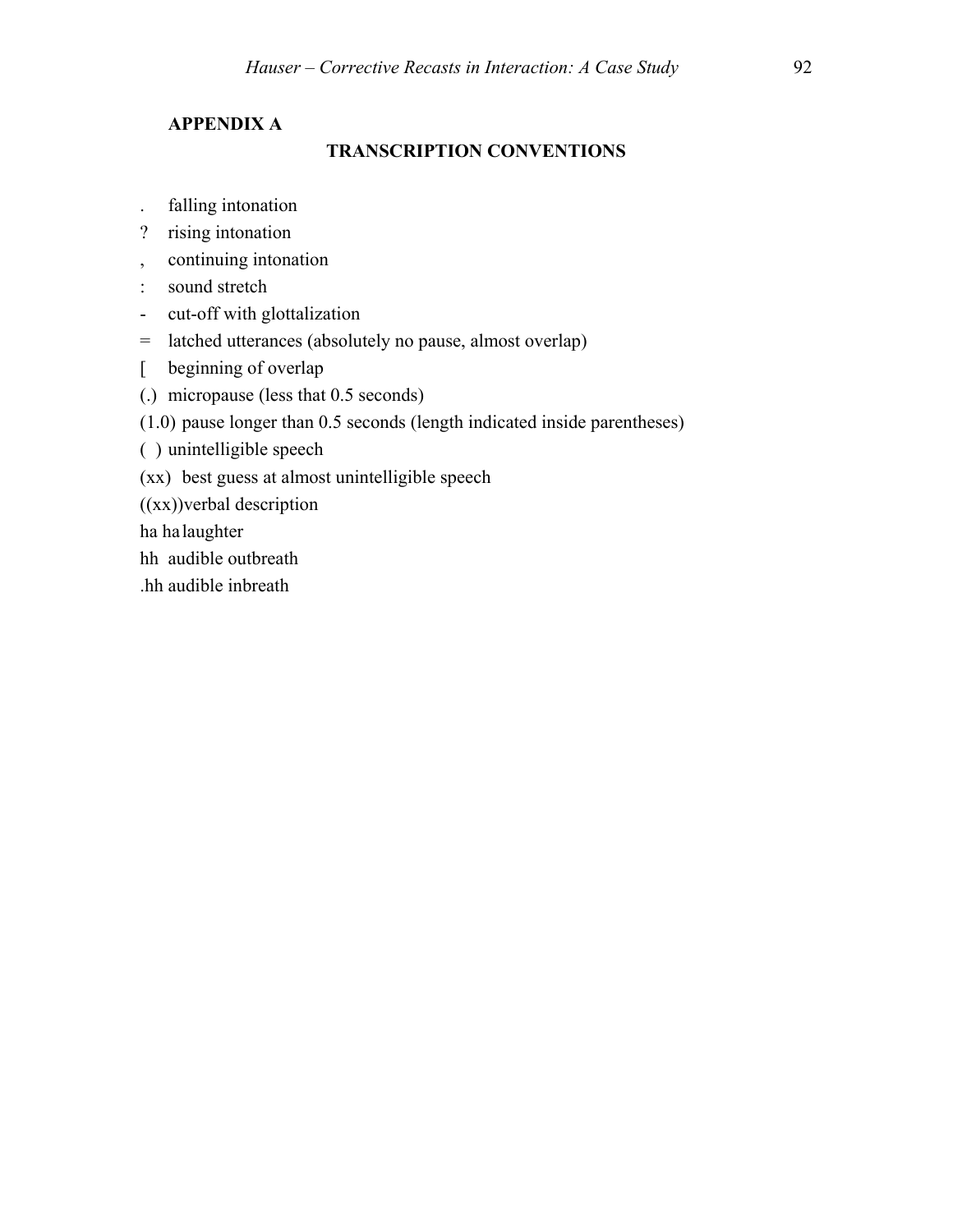## APPENDIX A

### TRANSCRIPTION CONVENTIONS

. falling intonation

? rising intonation

, continuing intonation

: sound stretch

- cut-off with glottalization

= latched utterances (absolutely no pause, almost overlap)

[ beginning of overlap

(.) micropause (less that 0.5 seconds)

(1.0) pause longer than 0.5 seconds (length indicated inside parentheses)

( ) unintelligible speech

(xx) best guess at almost unintelligible speech

((xx))verbal description

ha ha laughter

hh audible outbreath

.hh audible inbreath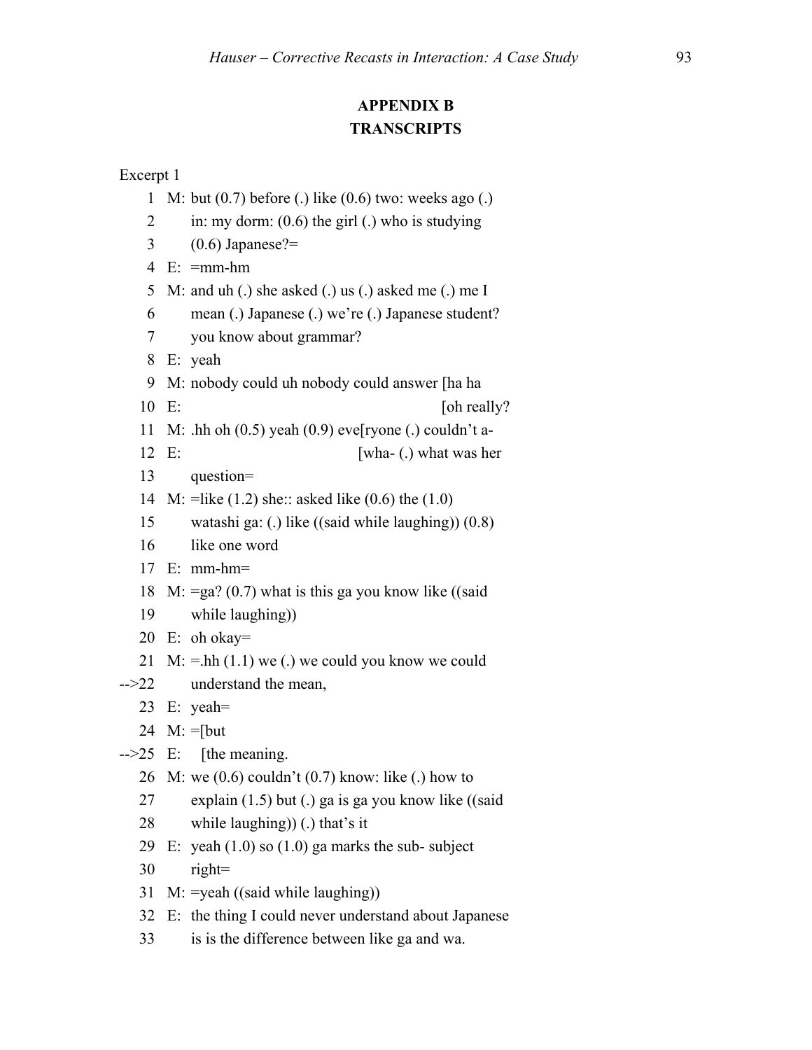## APPENDIX B
## TRANSCRIPTS

Excerpt 1

```
     1  M: but (0.7) before (.) like (0.6) two: weeks ago (.)
     2     in: my dorm: (0.6) the girl (.) who is studying
     3     (0.6) Japanese?=
     4  E: =mm-hm
     5  M: and uh (.) she asked (.) us (.) asked me (.) me I
     6     mean (.) Japanese (.) we're (.) Japanese student?
     7     you know about grammar?
     8  E: yeah
     9  M: nobody could uh nobody could answer [ha ha
    10  E:                                      [oh really?
    11  M: .hh oh (0.5) yeah (0.9) eve[ryone (.) couldn't a-
    12  E:                            [wha- (.) what was her
    13     question=
    14  M: =like (1.2) she:: asked like (0.6) the (1.0)
    15     watashi ga: (.) like ((said while laughing)) (0.8)
    16     like one word
    17  E: mm-hm=
    18  M: =ga? (0.7) what is this ga you know like ((said
    19     while laughing))
    20  E: oh okay=
    21  M: =.hh (1.1) we (.) we could you know we could
-->22     understand the mean,
    23  E: yeah=
    24  M: =[but
-->25  E:   [the meaning.
    26  M: we (0.6) couldn't (0.7) know: like (.) how to
    27     explain (1.5) but (.) ga is ga you know like ((said
    28     while laughing)) (.) that's it
    29  E: yeah (1.0) so (1.0) ga marks the sub- subject
    30     right=
    31  M: =yeah ((said while laughing))
    32  E: the thing I could never understand about Japanese
    33     is is the difference between like ga and wa.
```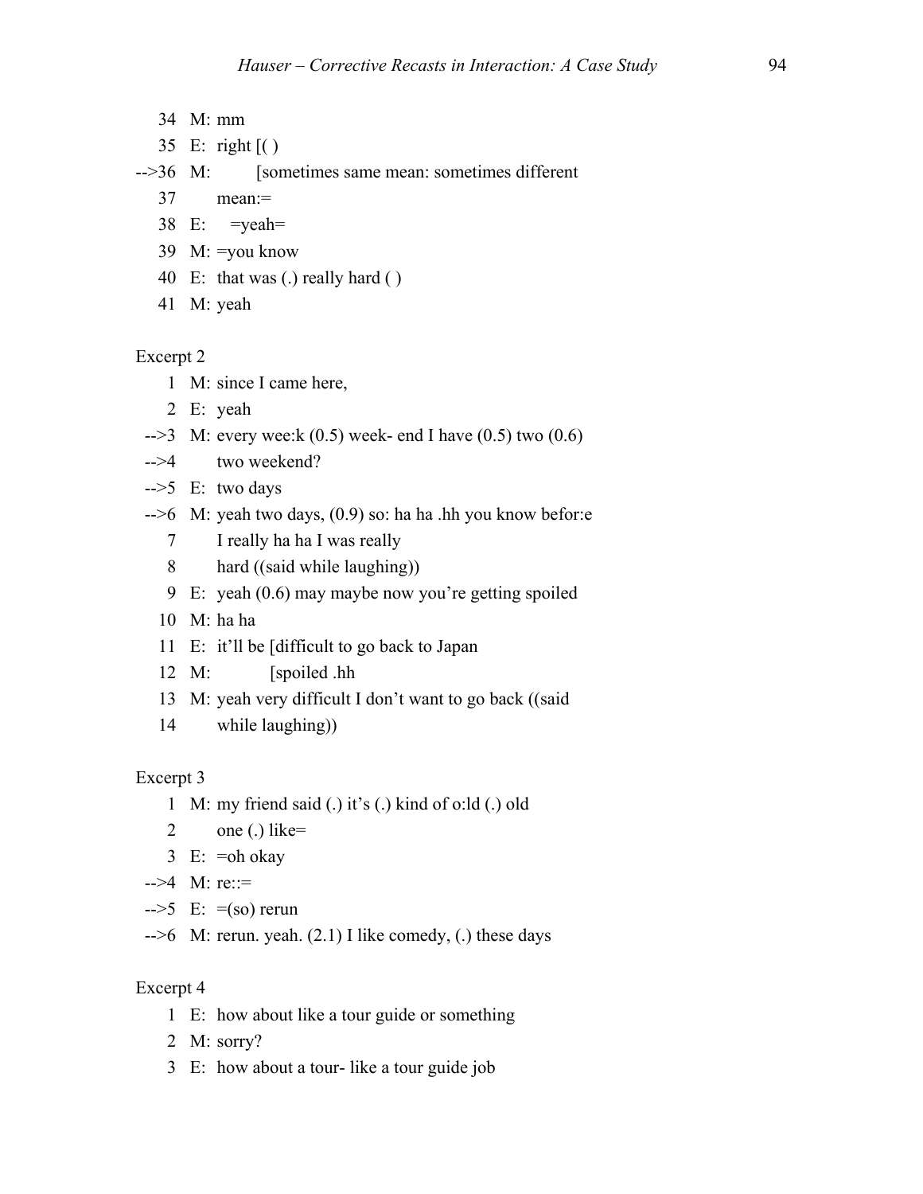```
    34  M: mm
    35  E:  right [( )
-->36  M:        [sometimes same mean: sometimes different
    37       mean:=
    38  E:    =yeah=
    39  M: =you know
    40  E:  that was (.) really hard ( )
    41  M: yeah
```

Excerpt 2

```
     1  M: since I came here,
     2  E:  yeah
 -->3   M: every wee:k (0.5) week- end I have (0.5) two (0.6)
 -->4       two weekend?
 -->5   E:  two days
 -->6   M: yeah two days, (0.9) so: ha ha .hh you know befor:e
     7       I really ha ha I was really
     8       hard ((said while laughing))
     9  E:  yeah (0.6) may maybe now you're getting spoiled
    10  M: ha ha
    11  E:  it'll be [difficult to go back to Japan
    12  M:           [spoiled .hh
    13  M: yeah very difficult I don't want to go back ((said
    14       while laughing))
```

Excerpt 3

```
     1  M: my friend said (.) it's (.) kind of o:ld (.) old
     2       one (.) like=
     3  E:  =oh okay
 -->4   M: re::=
 -->5   E:  =(so) rerun
 -->6   M: rerun. yeah. (2.1) I like comedy, (.) these days
```

Excerpt 4

```
     1  E:  how about like a tour guide or something
     2  M: sorry?
     3  E:  how about a tour- like a tour guide job
```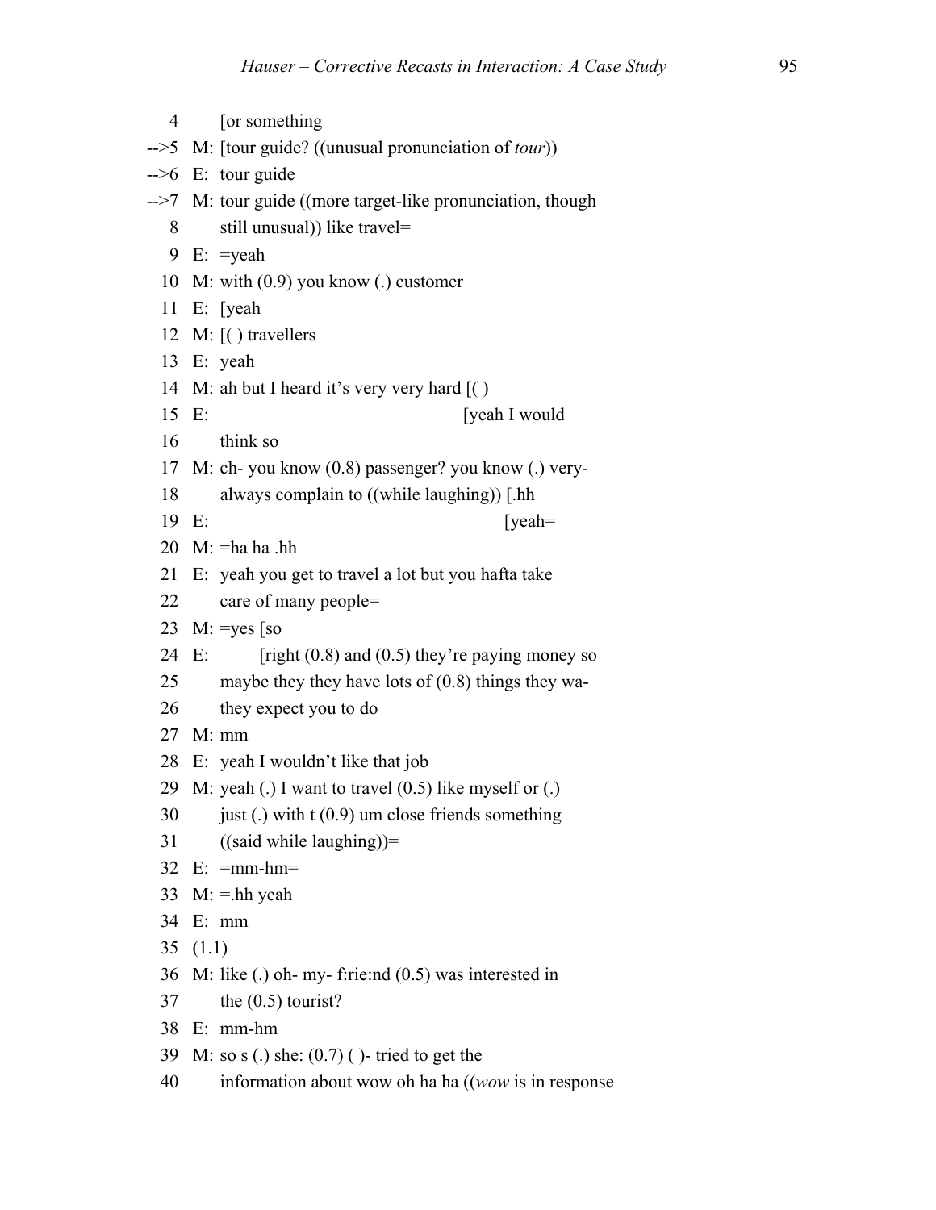```
   4      [or something
-->5   M: [tour guide? ((unusual pronunciation of tour))
-->6   E: tour guide
-->7   M: tour guide ((more target-like pronunciation, though
   8      still unusual)) like travel=
   9   E: =yeah
  10   M: with (0.9) you know (.) customer
  11   E: [yeah
  12   M: [( ) travellers
  13   E: yeah
  14   M: ah but I heard it's very very hard [( )
  15   E:                                     [yeah I would
  16      think so
  17   M: ch- you know (0.8) passenger? you know (.) very-
  18      always complain to ((while laughing)) [.hh
  19   E:                                        [yeah=
  20   M: =ha ha .hh
  21   E: yeah you get to travel a lot but you hafta take
  22      care of many people=
  23   M: =yes [so
  24   E:      [right (0.8) and (0.5) they're paying money so
  25      maybe they they have lots of (0.8) things they wa-
  26      they expect you to do
  27   M: mm
  28   E: yeah I wouldn't like that job
  29   M: yeah (.) I want to travel (0.5) like myself or (.)
  30      just (.) with t (0.9) um close friends something
  31      ((said while laughing))=
  32   E: =mm-hm=
  33   M: =.hh yeah
  34   E: mm
  35   (1.1)
  36   M: like (.) oh- my- f:rie:nd (0.5) was interested in
  37      the (0.5) tourist?
  38   E: mm-hm
  39   M: so s (.) she: (0.7) ( )- tried to get the
  40      information about wow oh ha ha ((wow is in response
```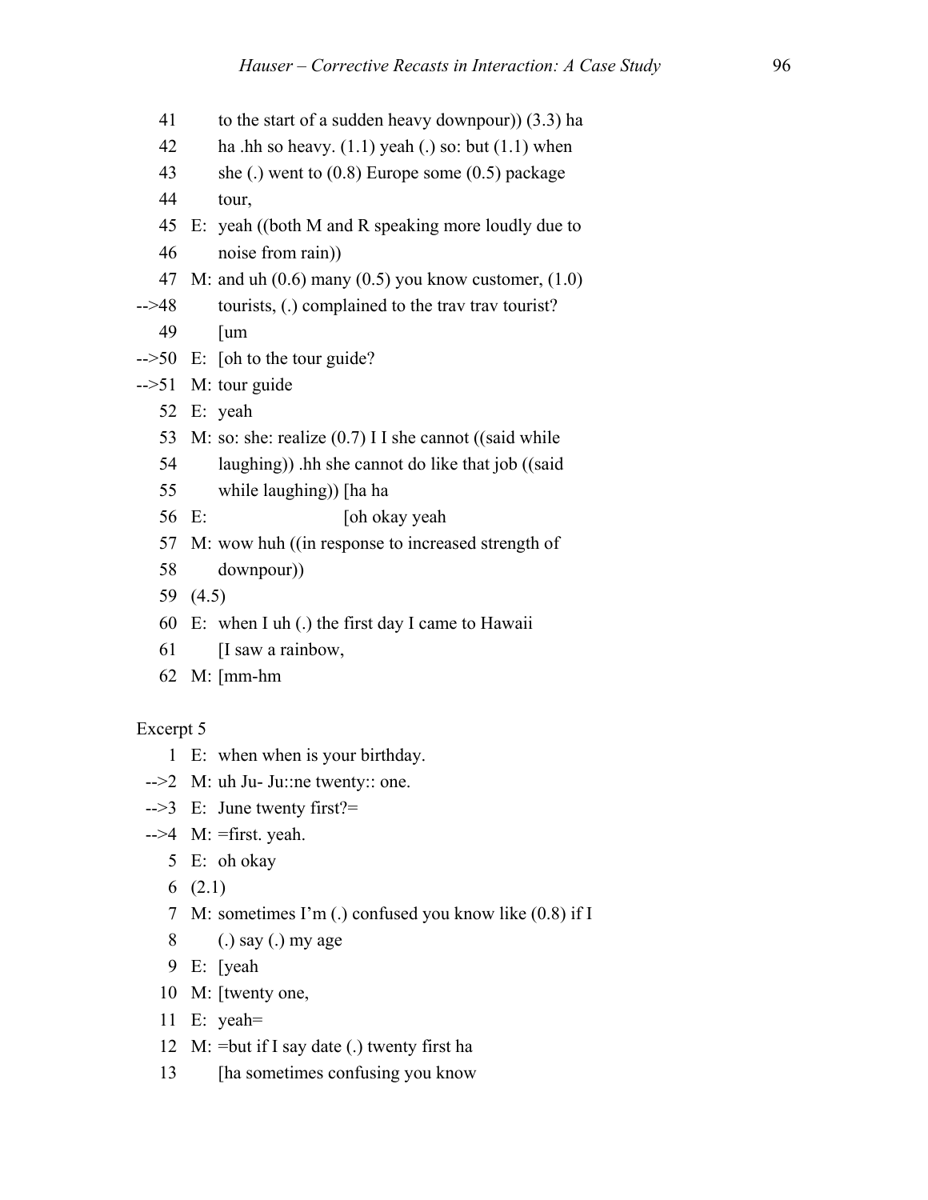```
   41        to the start of a sudden heavy downpour)) (3.3) ha
   42        ha .hh so heavy. (1.1) yeah (.) so: but (1.1) when
   43        she (.) went to (0.8) Europe some (0.5) package
   44        tour,
   45   E:   yeah ((both M and R speaking more loudly due to
   46        noise from rain))
   47   M:   and uh (0.6) many (0.5) you know customer, (1.0)
-->48        tourists, (.) complained to the trav trav tourist?
   49        [um
-->50   E:   [oh to the tour guide?
-->51   M:   tour guide
   52   E:   yeah
   53   M:   so: she: realize (0.7) I I she cannot ((said while
   54        laughing)) .hh she cannot do like that job ((said
   55        while laughing)) [ha ha
   56   E:                    [oh okay yeah
   57   M:   wow huh ((in response to increased strength of
   58        downpour))
   59   (4.5)
   60   E:   when I uh (.) the first day I came to Hawaii
   61        [I saw a rainbow,
   62   M:   [mm-hm
```

Excerpt 5

```
    1   E:   when when is your birthday.
 -->2   M:   uh Ju- Ju::ne twenty:: one.
 -->3   E:   June twenty first?=
 -->4   M:   =first. yeah.
    5   E:   oh okay
    6   (2.1)
    7   M:   sometimes I'm (.) confused you know like (0.8) if I
    8        (.) say (.) my age
    9   E:   [yeah
   10   M:   [twenty one,
   11   E:   yeah=
   12   M:   =but if I say date (.) twenty first ha
   13        [ha sometimes confusing you know
```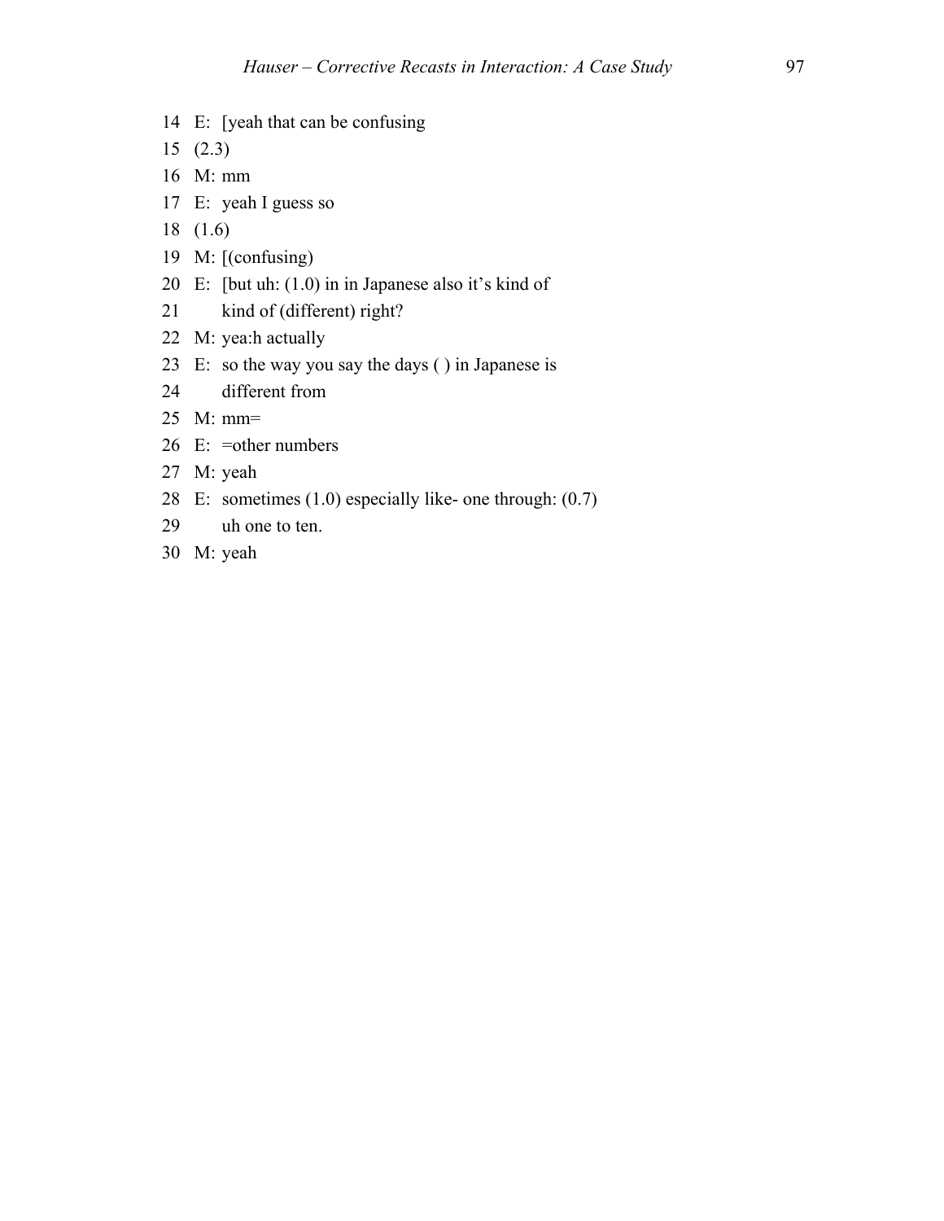```
14  E:  [yeah that can be confusing
15  (2.3)
16  M: mm
17  E:  yeah I guess so
18  (1.6)
19  M: [(confusing)
20  E:  [but uh: (1.0) in in Japanese also it's kind of
21      kind of (different) right?
22  M: yea:h actually
23  E:  so the way you say the days ( ) in Japanese is
24      different from
25  M: mm=
26  E:  =other numbers
27  M: yeah
28  E:  sometimes (1.0) especially like- one through: (0.7)
29      uh one to ten.
30  M: yeah
```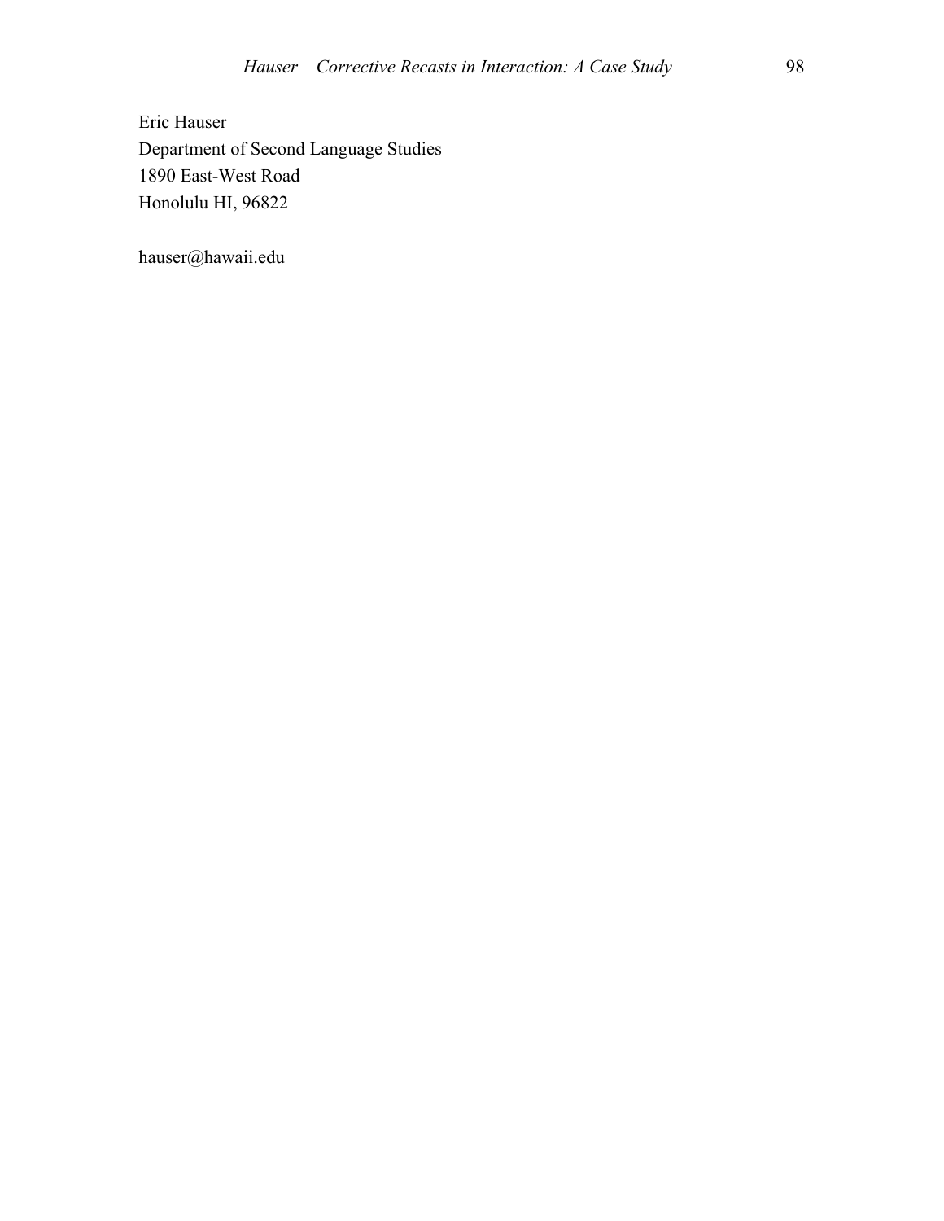Eric Hauser
Department of Second Language Studies
1890 East-West Road
Honolulu HI, 96822

hauser@hawaii.edu